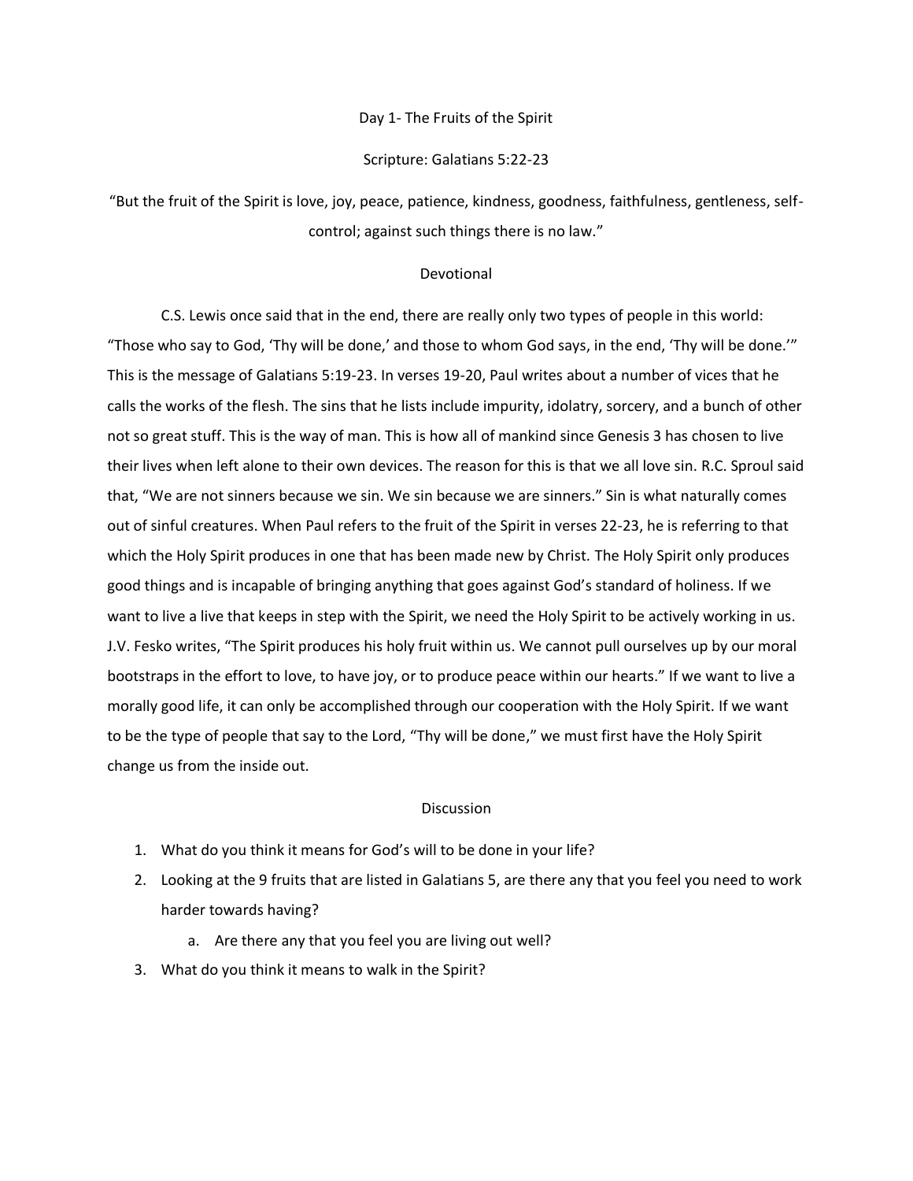# Day 1- The Fruits of the Spirit

Scripture: Galatians 5:22-23

"But the fruit of the Spirit is love, joy, peace, patience, kindness, goodness, faithfulness, gentleness, self-control; against such things there is no law."

## Devotional

C.S. Lewis once said that in the end, there are really only two types of people in this world: "Those who say to God, 'Thy will be done,' and those to whom God says, in the end, 'Thy will be done.'" This is the message of Galatians 5:19-23. In verses 19-20, Paul writes about a number of vices that he calls the works of the flesh. The sins that he lists include impurity, idolatry, sorcery, and a bunch of other not so great stuff. This is the way of man. This is how all of mankind since Genesis 3 has chosen to live their lives when left alone to their own devices. The reason for this is that we all love sin. R.C. Sproul said that, "We are not sinners because we sin. We sin because we are sinners." Sin is what naturally comes out of sinful creatures. When Paul refers to the fruit of the Spirit in verses 22-23, he is referring to that which the Holy Spirit produces in one that has been made new by Christ. The Holy Spirit only produces good things and is incapable of bringing anything that goes against God's standard of holiness. If we want to live a live that keeps in step with the Spirit, we need the Holy Spirit to be actively working in us. J.V. Fesko writes, "The Spirit produces his holy fruit within us. We cannot pull ourselves up by our moral bootstraps in the effort to love, to have joy, or to produce peace within our hearts." If we want to live a morally good life, it can only be accomplished through our cooperation with the Holy Spirit. If we want to be the type of people that say to the Lord, "Thy will be done," we must first have the Holy Spirit change us from the inside out.

## Discussion

1. What do you think it means for God's will to be done in your life?
2. Looking at the 9 fruits that are listed in Galatians 5, are there any that you feel you need to work harder towards having?
    a. Are there any that you feel you are living out well?
3. What do you think it means to walk in the Spirit?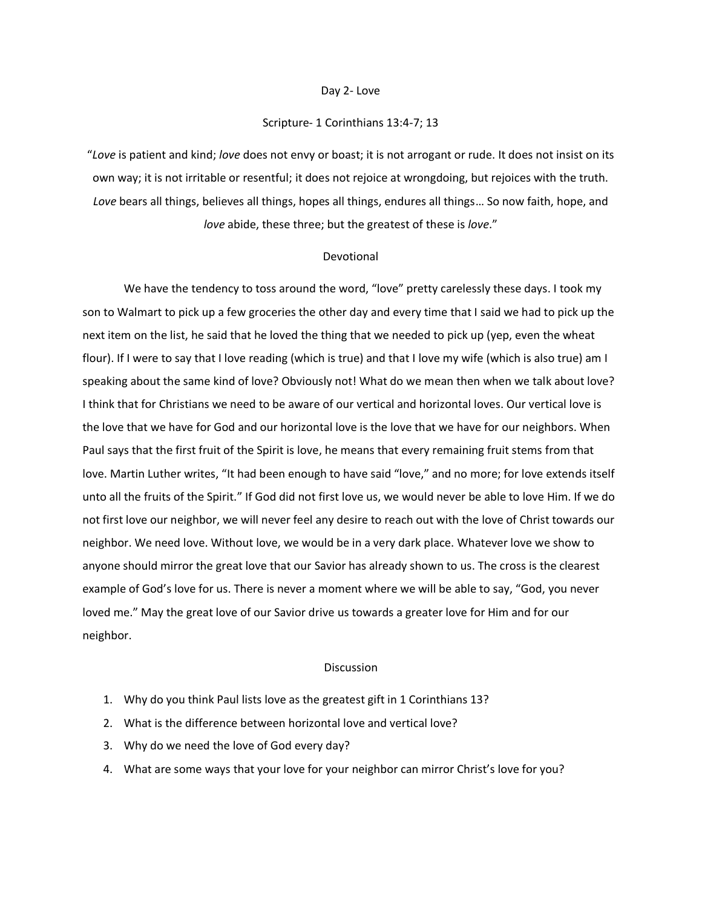# Day 2- Love

## Scripture- 1 Corinthians 13:4-7; 13

"*Love* is patient and kind; *love* does not envy or boast; it is not arrogant or rude. It does not insist on its own way; it is not irritable or resentful; it does not rejoice at wrongdoing, but rejoices with the truth. *Love* bears all things, believes all things, hopes all things, endures all things… So now faith, hope, and *love* abide, these three; but the greatest of these is *love*."

## Devotional

We have the tendency to toss around the word, "love" pretty carelessly these days. I took my son to Walmart to pick up a few groceries the other day and every time that I said we had to pick up the next item on the list, he said that he loved the thing that we needed to pick up (yep, even the wheat flour). If I were to say that I love reading (which is true) and that I love my wife (which is also true) am I speaking about the same kind of love? Obviously not! What do we mean then when we talk about love? I think that for Christians we need to be aware of our vertical and horizontal loves. Our vertical love is the love that we have for God and our horizontal love is the love that we have for our neighbors. When Paul says that the first fruit of the Spirit is love, he means that every remaining fruit stems from that love. Martin Luther writes, "It had been enough to have said "love," and no more; for love extends itself unto all the fruits of the Spirit." If God did not first love us, we would never be able to love Him. If we do not first love our neighbor, we will never feel any desire to reach out with the love of Christ towards our neighbor. We need love. Without love, we would be in a very dark place. Whatever love we show to anyone should mirror the great love that our Savior has already shown to us. The cross is the clearest example of God's love for us. There is never a moment where we will be able to say, "God, you never loved me." May the great love of our Savior drive us towards a greater love for Him and for our neighbor.

## Discussion

1. Why do you think Paul lists love as the greatest gift in 1 Corinthians 13?
2. What is the difference between horizontal love and vertical love?
3. Why do we need the love of God every day?
4. What are some ways that your love for your neighbor can mirror Christ's love for you?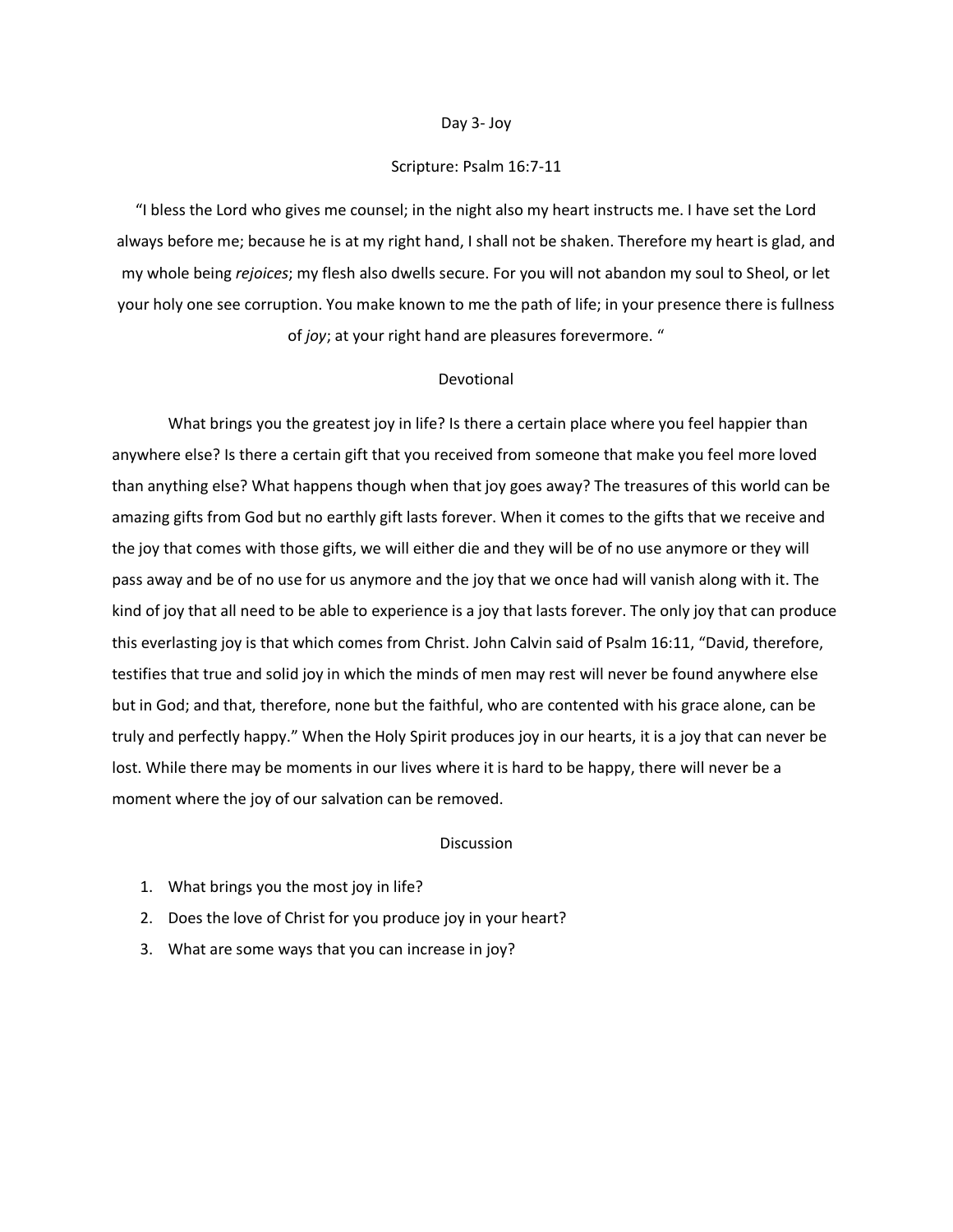# Day 3- Joy

## Scripture: Psalm 16:7-11

"I bless the Lord who gives me counsel; in the night also my heart instructs me. I have set the Lord always before me; because he is at my right hand, I shall not be shaken. Therefore my heart is glad, and my whole being *rejoices*; my flesh also dwells secure. For you will not abandon my soul to Sheol, or let your holy one see corruption. You make known to me the path of life; in your presence there is fullness of *joy*; at your right hand are pleasures forevermore. "

## Devotional

What brings you the greatest joy in life? Is there a certain place where you feel happier than anywhere else? Is there a certain gift that you received from someone that make you feel more loved than anything else? What happens though when that joy goes away? The treasures of this world can be amazing gifts from God but no earthly gift lasts forever. When it comes to the gifts that we receive and the joy that comes with those gifts, we will either die and they will be of no use anymore or they will pass away and be of no use for us anymore and the joy that we once had will vanish along with it. The kind of joy that all need to be able to experience is a joy that lasts forever. The only joy that can produce this everlasting joy is that which comes from Christ. John Calvin said of Psalm 16:11, "David, therefore, testifies that true and solid joy in which the minds of men may rest will never be found anywhere else but in God; and that, therefore, none but the faithful, who are contented with his grace alone, can be truly and perfectly happy." When the Holy Spirit produces joy in our hearts, it is a joy that can never be lost. While there may be moments in our lives where it is hard to be happy, there will never be a moment where the joy of our salvation can be removed.

## Discussion

1. What brings you the most joy in life?
2. Does the love of Christ for you produce joy in your heart?
3. What are some ways that you can increase in joy?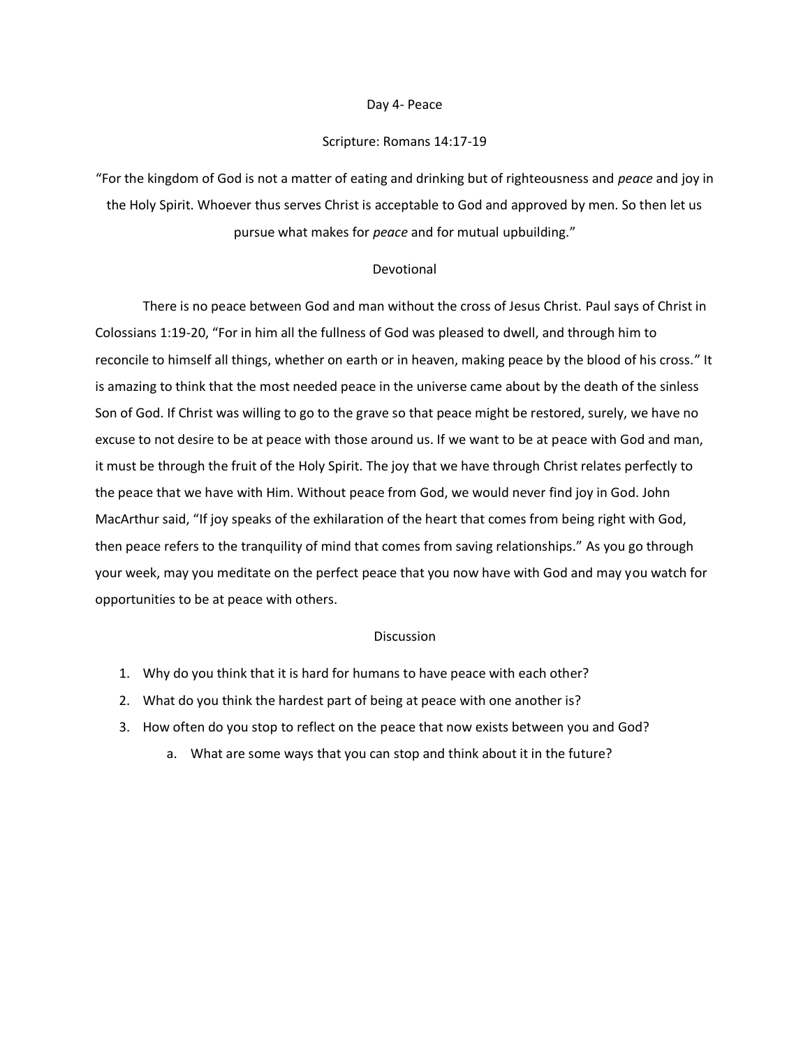# Day 4- Peace

Scripture: Romans 14:17-19

"For the kingdom of God is not a matter of eating and drinking but of righteousness and *peace* and joy in the Holy Spirit. Whoever thus serves Christ is acceptable to God and approved by men. So then let us pursue what makes for *peace* and for mutual upbuilding."

## Devotional

There is no peace between God and man without the cross of Jesus Christ. Paul says of Christ in Colossians 1:19-20, "For in him all the fullness of God was pleased to dwell, and through him to reconcile to himself all things, whether on earth or in heaven, making peace by the blood of his cross." It is amazing to think that the most needed peace in the universe came about by the death of the sinless Son of God. If Christ was willing to go to the grave so that peace might be restored, surely, we have no excuse to not desire to be at peace with those around us. If we want to be at peace with God and man, it must be through the fruit of the Holy Spirit. The joy that we have through Christ relates perfectly to the peace that we have with Him. Without peace from God, we would never find joy in God. John MacArthur said, "If joy speaks of the exhilaration of the heart that comes from being right with God, then peace refers to the tranquility of mind that comes from saving relationships." As you go through your week, may you meditate on the perfect peace that you now have with God and may you watch for opportunities to be at peace with others.

## Discussion

1. Why do you think that it is hard for humans to have peace with each other?
2. What do you think the hardest part of being at peace with one another is?
3. How often do you stop to reflect on the peace that now exists between you and God?
    a. What are some ways that you can stop and think about it in the future?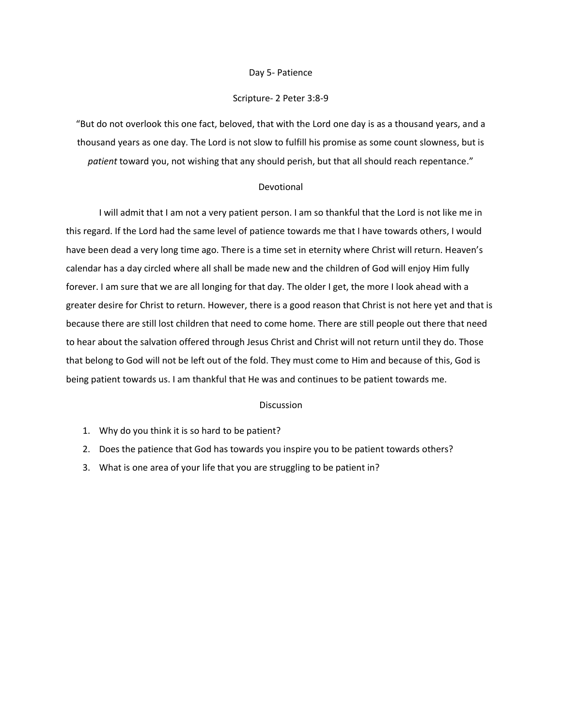## Day 5- Patience

### Scripture- 2 Peter 3:8-9

"But do not overlook this one fact, beloved, that with the Lord one day is as a thousand years, and a thousand years as one day. The Lord is not slow to fulfill his promise as some count slowness, but is *patient* toward you, not wishing that any should perish, but that all should reach repentance."

### Devotional

I will admit that I am not a very patient person. I am so thankful that the Lord is not like me in this regard. If the Lord had the same level of patience towards me that I have towards others, I would have been dead a very long time ago. There is a time set in eternity where Christ will return. Heaven's calendar has a day circled where all shall be made new and the children of God will enjoy Him fully forever. I am sure that we are all longing for that day. The older I get, the more I look ahead with a greater desire for Christ to return. However, there is a good reason that Christ is not here yet and that is because there are still lost children that need to come home. There are still people out there that need to hear about the salvation offered through Jesus Christ and Christ will not return until they do. Those that belong to God will not be left out of the fold. They must come to Him and because of this, God is being patient towards us. I am thankful that He was and continues to be patient towards me.

### Discussion

1. Why do you think it is so hard to be patient?
2. Does the patience that God has towards you inspire you to be patient towards others?
3. What is one area of your life that you are struggling to be patient in?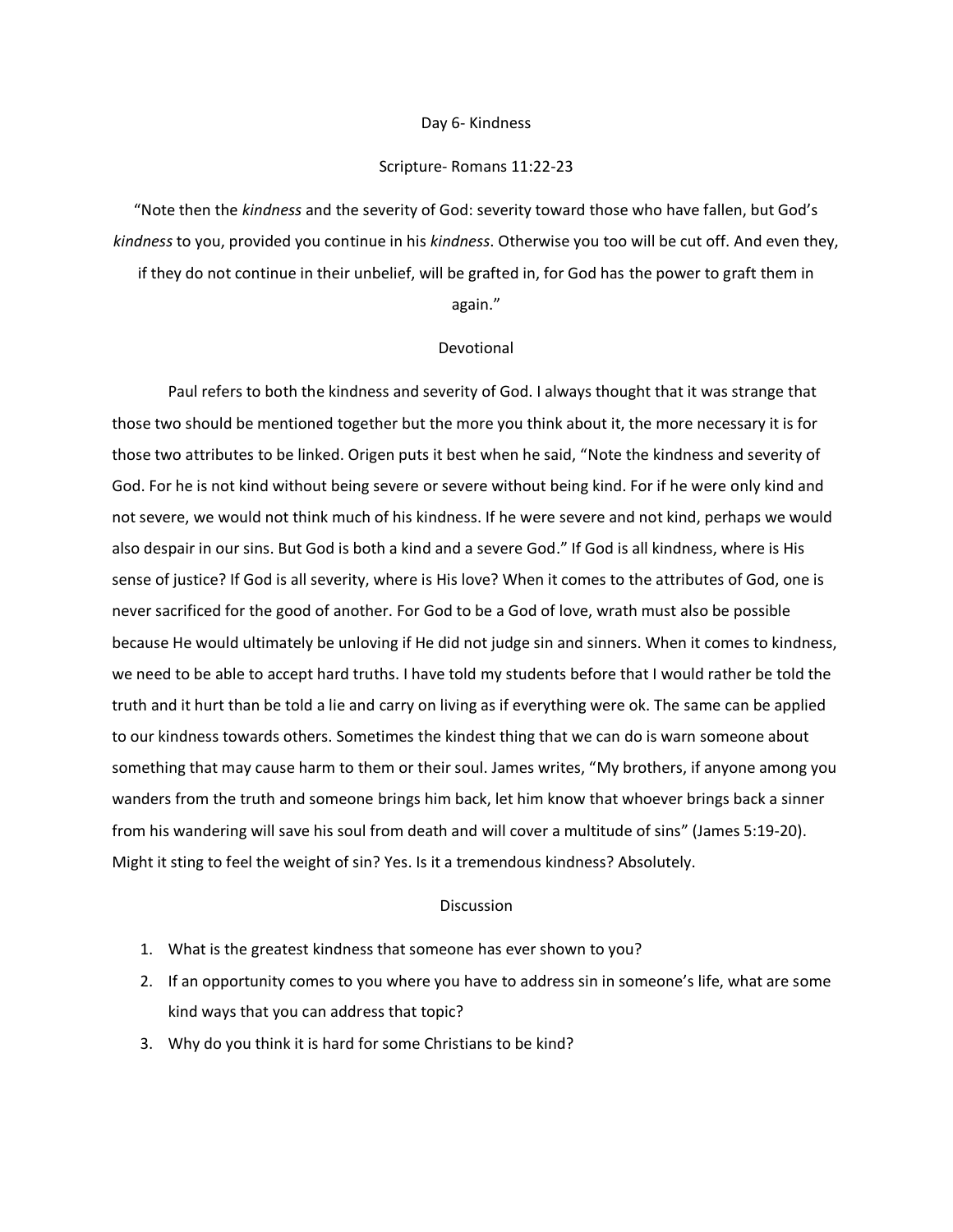## Day 6- Kindness

### Scripture- Romans 11:22-23

"Note then the *kindness* and the severity of God: severity toward those who have fallen, but God's *kindness* to you, provided you continue in his *kindness*. Otherwise you too will be cut off. And even they, if they do not continue in their unbelief, will be grafted in, for God has the power to graft them in again."

### Devotional

Paul refers to both the kindness and severity of God. I always thought that it was strange that those two should be mentioned together but the more you think about it, the more necessary it is for those two attributes to be linked. Origen puts it best when he said, "Note the kindness and severity of God. For he is not kind without being severe or severe without being kind. For if he were only kind and not severe, we would not think much of his kindness. If he were severe and not kind, perhaps we would also despair in our sins. But God is both a kind and a severe God." If God is all kindness, where is His sense of justice? If God is all severity, where is His love? When it comes to the attributes of God, one is never sacrificed for the good of another. For God to be a God of love, wrath must also be possible because He would ultimately be unloving if He did not judge sin and sinners. When it comes to kindness, we need to be able to accept hard truths. I have told my students before that I would rather be told the truth and it hurt than be told a lie and carry on living as if everything were ok. The same can be applied to our kindness towards others. Sometimes the kindest thing that we can do is warn someone about something that may cause harm to them or their soul. James writes, "My brothers, if anyone among you wanders from the truth and someone brings him back, let him know that whoever brings back a sinner from his wandering will save his soul from death and will cover a multitude of sins" (James 5:19-20). Might it sting to feel the weight of sin? Yes. Is it a tremendous kindness? Absolutely.

### Discussion

1. What is the greatest kindness that someone has ever shown to you?
2. If an opportunity comes to you where you have to address sin in someone's life, what are some kind ways that you can address that topic?
3. Why do you think it is hard for some Christians to be kind?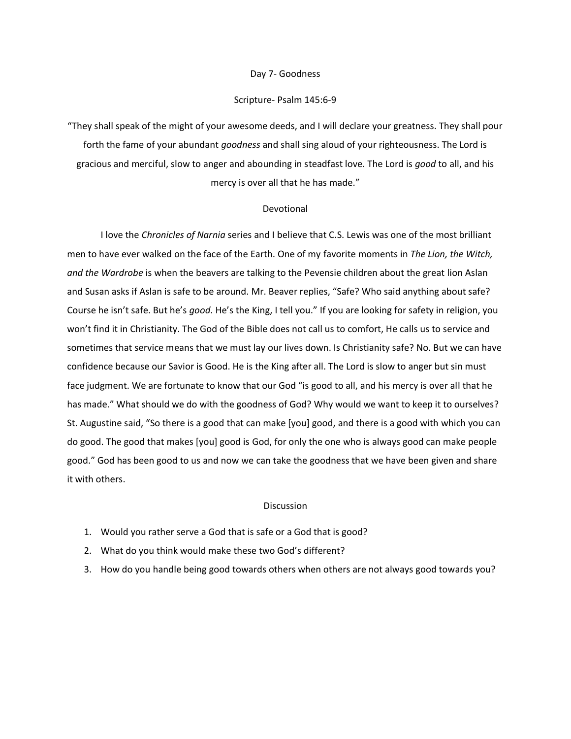# Day 7- Goodness

## Scripture- Psalm 145:6-9

"They shall speak of the might of your awesome deeds, and I will declare your greatness. They shall pour forth the fame of your abundant *goodness* and shall sing aloud of your righteousness. The Lord is gracious and merciful, slow to anger and abounding in steadfast love. The Lord is *good* to all, and his mercy is over all that he has made."

## Devotional

I love the *Chronicles of Narnia* series and I believe that C.S. Lewis was one of the most brilliant men to have ever walked on the face of the Earth. One of my favorite moments in *The Lion, the Witch, and the Wardrobe* is when the beavers are talking to the Pevensie children about the great lion Aslan and Susan asks if Aslan is safe to be around. Mr. Beaver replies, "Safe? Who said anything about safe? Course he isn't safe. But he's *good*. He's the King, I tell you." If you are looking for safety in religion, you won't find it in Christianity. The God of the Bible does not call us to comfort, He calls us to service and sometimes that service means that we must lay our lives down. Is Christianity safe? No. But we can have confidence because our Savior is Good. He is the King after all. The Lord is slow to anger but sin must face judgment. We are fortunate to know that our God "is good to all, and his mercy is over all that he has made." What should we do with the goodness of God? Why would we want to keep it to ourselves? St. Augustine said, "So there is a good that can make [you] good, and there is a good with which you can do good. The good that makes [you] good is God, for only the one who is always good can make people good." God has been good to us and now we can take the goodness that we have been given and share it with others.

## Discussion

1. Would you rather serve a God that is safe or a God that is good?
2. What do you think would make these two God's different?
3. How do you handle being good towards others when others are not always good towards you?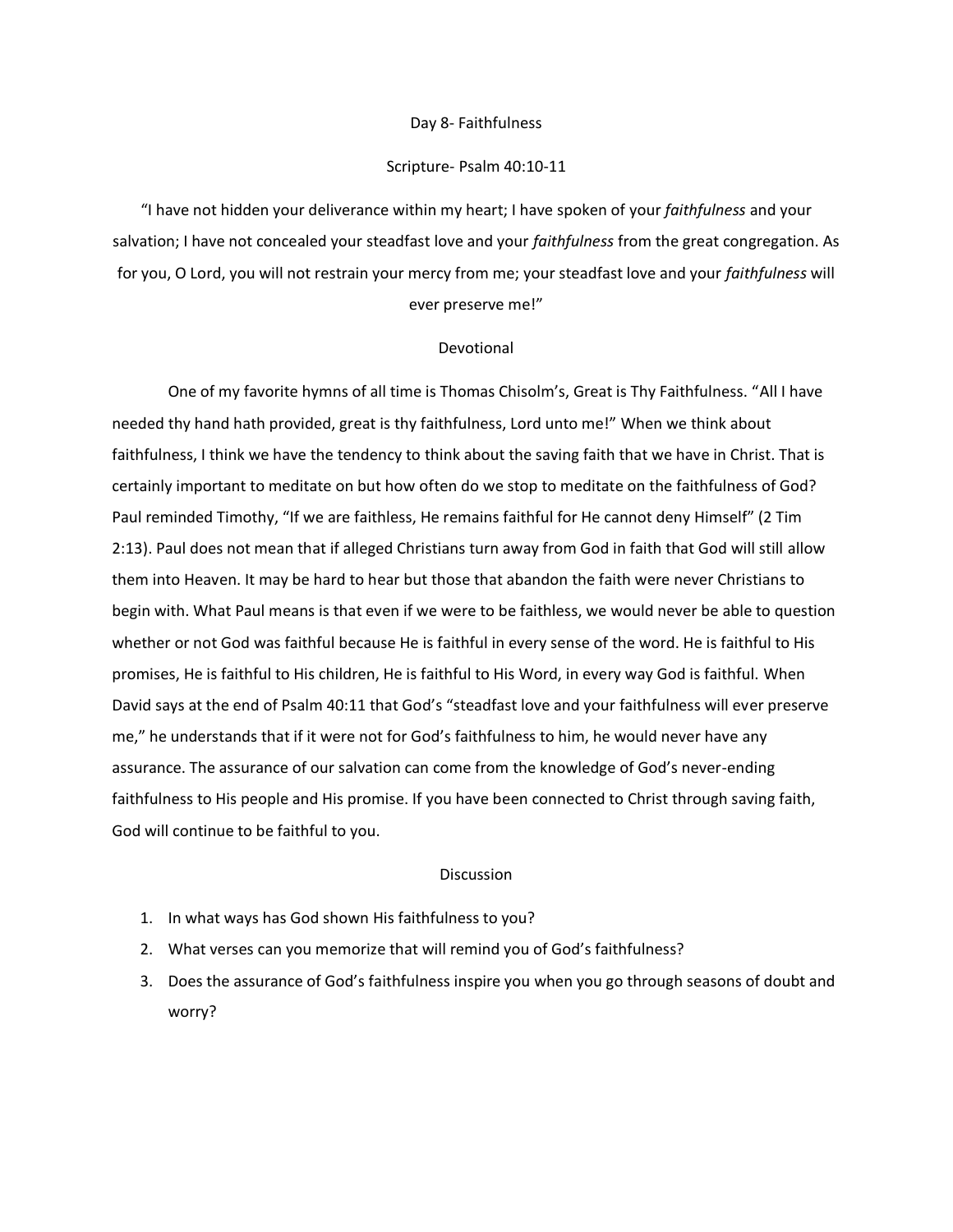## Day 8- Faithfulness

### Scripture- Psalm 40:10-11

"I have not hidden your deliverance within my heart; I have spoken of your *faithfulness* and your salvation; I have not concealed your steadfast love and your *faithfulness* from the great congregation. As for you, O Lord, you will not restrain your mercy from me; your steadfast love and your *faithfulness* will ever preserve me!"

### Devotional

One of my favorite hymns of all time is Thomas Chisolm's, Great is Thy Faithfulness. "All I have needed thy hand hath provided, great is thy faithfulness, Lord unto me!" When we think about faithfulness, I think we have the tendency to think about the saving faith that we have in Christ. That is certainly important to meditate on but how often do we stop to meditate on the faithfulness of God? Paul reminded Timothy, "If we are faithless, He remains faithful for He cannot deny Himself" (2 Tim 2:13). Paul does not mean that if alleged Christians turn away from God in faith that God will still allow them into Heaven. It may be hard to hear but those that abandon the faith were never Christians to begin with. What Paul means is that even if we were to be faithless, we would never be able to question whether or not God was faithful because He is faithful in every sense of the word. He is faithful to His promises, He is faithful to His children, He is faithful to His Word, in every way God is faithful. When David says at the end of Psalm 40:11 that God's "steadfast love and your faithfulness will ever preserve me," he understands that if it were not for God's faithfulness to him, he would never have any assurance. The assurance of our salvation can come from the knowledge of God's never-ending faithfulness to His people and His promise. If you have been connected to Christ through saving faith, God will continue to be faithful to you.

### Discussion

1. In what ways has God shown His faithfulness to you?
2. What verses can you memorize that will remind you of God's faithfulness?
3. Does the assurance of God's faithfulness inspire you when you go through seasons of doubt and worry?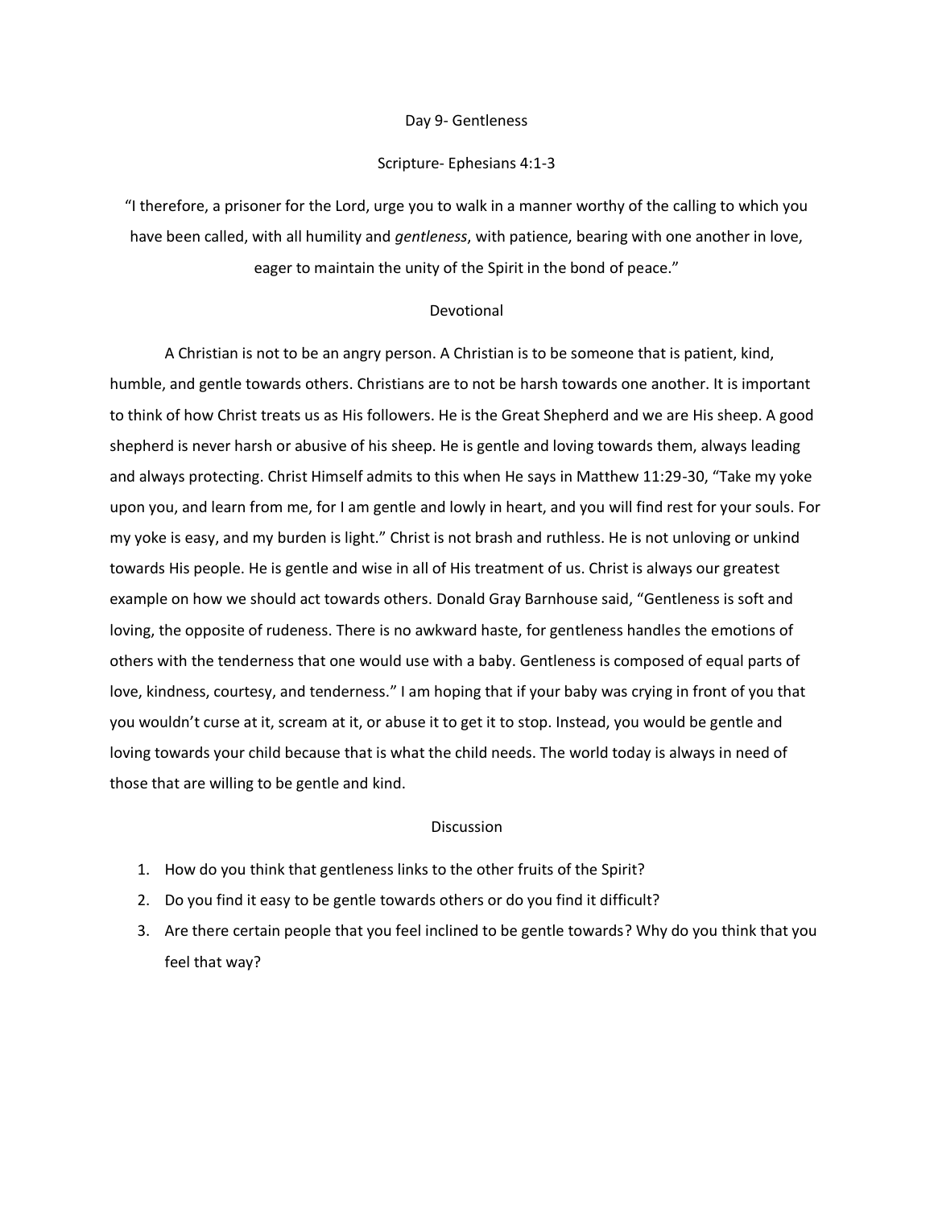## Day 9- Gentleness

### Scripture- Ephesians 4:1-3

"I therefore, a prisoner for the Lord, urge you to walk in a manner worthy of the calling to which you have been called, with all humility and *gentleness*, with patience, bearing with one another in love, eager to maintain the unity of the Spirit in the bond of peace."

### Devotional

A Christian is not to be an angry person. A Christian is to be someone that is patient, kind, humble, and gentle towards others. Christians are to not be harsh towards one another. It is important to think of how Christ treats us as His followers. He is the Great Shepherd and we are His sheep. A good shepherd is never harsh or abusive of his sheep. He is gentle and loving towards them, always leading and always protecting. Christ Himself admits to this when He says in Matthew 11:29-30, "Take my yoke upon you, and learn from me, for I am gentle and lowly in heart, and you will find rest for your souls. For my yoke is easy, and my burden is light." Christ is not brash and ruthless. He is not unloving or unkind towards His people. He is gentle and wise in all of His treatment of us. Christ is always our greatest example on how we should act towards others. Donald Gray Barnhouse said, "Gentleness is soft and loving, the opposite of rudeness. There is no awkward haste, for gentleness handles the emotions of others with the tenderness that one would use with a baby. Gentleness is composed of equal parts of love, kindness, courtesy, and tenderness." I am hoping that if your baby was crying in front of you that you wouldn't curse at it, scream at it, or abuse it to get it to stop. Instead, you would be gentle and loving towards your child because that is what the child needs. The world today is always in need of those that are willing to be gentle and kind.

### Discussion

1. How do you think that gentleness links to the other fruits of the Spirit?
2. Do you find it easy to be gentle towards others or do you find it difficult?
3. Are there certain people that you feel inclined to be gentle towards? Why do you think that you feel that way?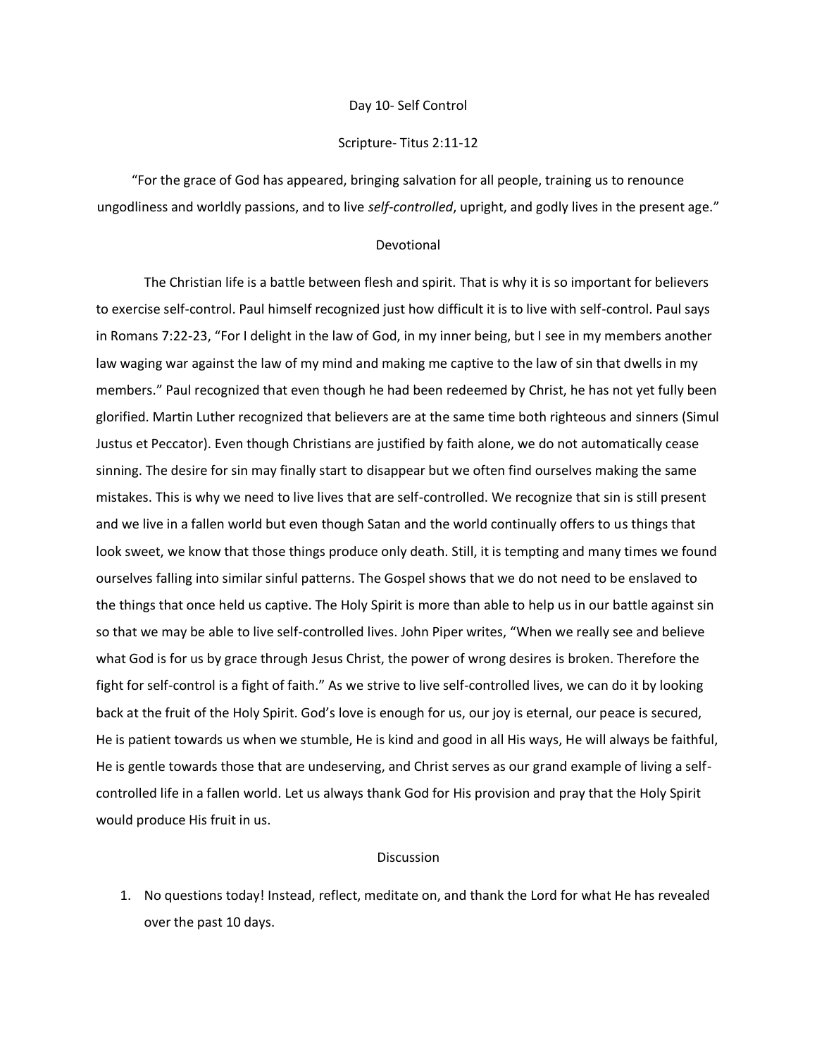# Day 10- Self Control

## Scripture- Titus 2:11-12

"For the grace of God has appeared, bringing salvation for all people, training us to renounce ungodliness and worldly passions, and to live *self-controlled*, upright, and godly lives in the present age."

## Devotional

The Christian life is a battle between flesh and spirit. That is why it is so important for believers to exercise self-control. Paul himself recognized just how difficult it is to live with self-control. Paul says in Romans 7:22-23, "For I delight in the law of God, in my inner being, but I see in my members another law waging war against the law of my mind and making me captive to the law of sin that dwells in my members." Paul recognized that even though he had been redeemed by Christ, he has not yet fully been glorified. Martin Luther recognized that believers are at the same time both righteous and sinners (Simul Justus et Peccator). Even though Christians are justified by faith alone, we do not automatically cease sinning. The desire for sin may finally start to disappear but we often find ourselves making the same mistakes. This is why we need to live lives that are self-controlled. We recognize that sin is still present and we live in a fallen world but even though Satan and the world continually offers to us things that look sweet, we know that those things produce only death. Still, it is tempting and many times we found ourselves falling into similar sinful patterns. The Gospel shows that we do not need to be enslaved to the things that once held us captive. The Holy Spirit is more than able to help us in our battle against sin so that we may be able to live self-controlled lives. John Piper writes, "When we really see and believe what God is for us by grace through Jesus Christ, the power of wrong desires is broken. Therefore the fight for self-control is a fight of faith." As we strive to live self-controlled lives, we can do it by looking back at the fruit of the Holy Spirit. God's love is enough for us, our joy is eternal, our peace is secured, He is patient towards us when we stumble, He is kind and good in all His ways, He will always be faithful, He is gentle towards those that are undeserving, and Christ serves as our grand example of living a self-controlled life in a fallen world. Let us always thank God for His provision and pray that the Holy Spirit would produce His fruit in us.

## Discussion

1. No questions today! Instead, reflect, meditate on, and thank the Lord for what He has revealed over the past 10 days.